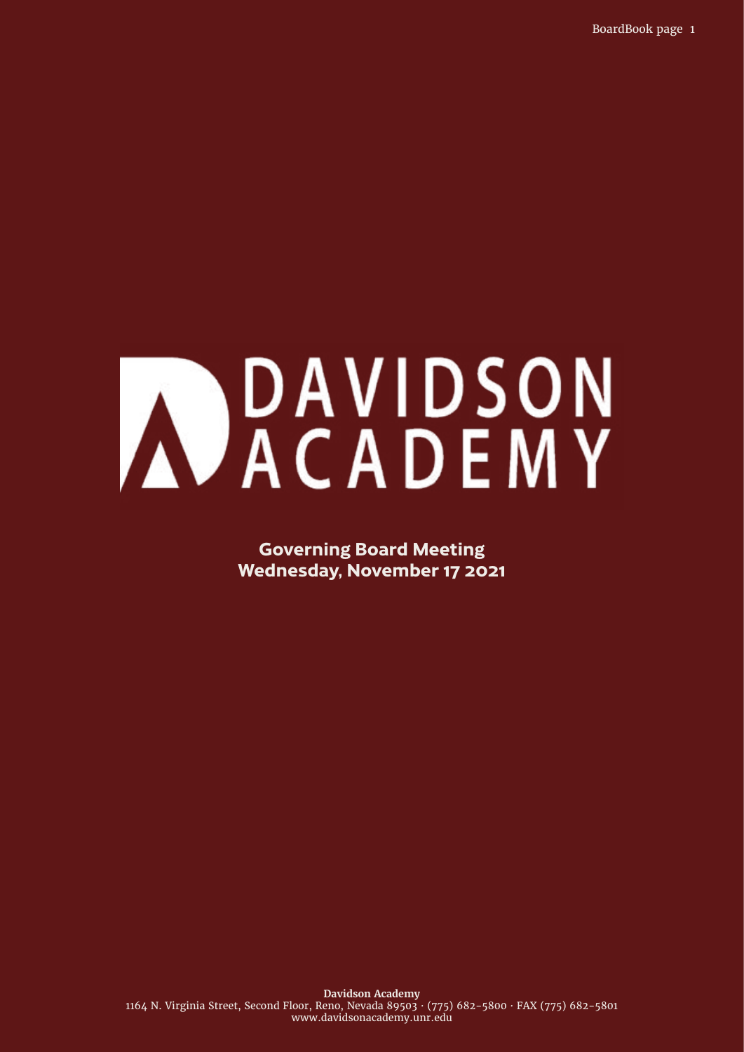# DAVIDSON ACADEMY

**Governing Board Meeting**
**Wednesday, November 17 2021**

**Davidson Academy**
1164 N. Virginia Street, Second Floor, Reno, Nevada 89503 · (775) 682-5800 · FAX (775) 682-5801
www.davidsonacademy.unr.edu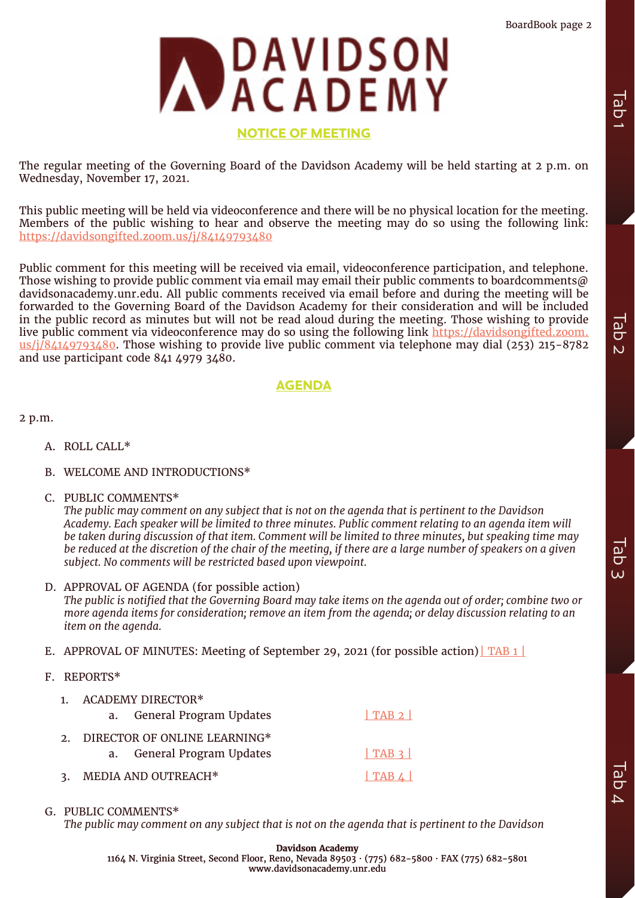# DAVIDSON ACADEMY

## NOTICE OF MEETING

The regular meeting of the Governing Board of the Davidson Academy will be held starting at 2 p.m. on Wednesday, November 17, 2021.

This public meeting will be held via videoconference and there will be no physical location for the meeting. Members of the public wishing to hear and observe the meeting may do so using the following link: https://davidsongifted.zoom.us/j/84149793480

Public comment for this meeting will be received via email, videoconference participation, and telephone. Those wishing to provide public comment via email may email their public comments to boardcomments@davidsonacademy.unr.edu. All public comments received via email before and during the meeting will be forwarded to the Governing Board of the Davidson Academy for their consideration and will be included in the public record as minutes but will not be read aloud during the meeting. Those wishing to provide live public comment via videoconference may do so using the following link https://davidsongifted.zoom.us/j/84149793480. Those wishing to provide live public comment via telephone may dial (253) 215-8782 and use participant code 841 4979 3480.

## AGENDA

2 p.m.

A. ROLL CALL*

B. WELCOME AND INTRODUCTIONS*

C. PUBLIC COMMENTS*
*The public may comment on any subject that is not on the agenda that is pertinent to the Davidson Academy. Each speaker will be limited to three minutes. Public comment relating to an agenda item will be taken during discussion of that item. Comment will be limited to three minutes, but speaking time may be reduced at the discretion of the chair of the meeting, if there are a large number of speakers on a given subject. No comments will be restricted based upon viewpoint.*

D. APPROVAL OF AGENDA (for possible action)
*The public is notified that the Governing Board may take items on the agenda out of order; combine two or more agenda items for consideration; remove an item from the agenda; or delay discussion relating to an item on the agenda.*

E. APPROVAL OF MINUTES: Meeting of September 29, 2021 (for possible action) | TAB 1 |

F. REPORTS*

1. ACADEMY DIRECTOR*
   a. General Program Updates | TAB 2 |
2. DIRECTOR OF ONLINE LEARNING*
   a. General Program Updates | TAB 3 |
3. MEDIA AND OUTREACH* | TAB 4 |

G. PUBLIC COMMENTS*
*The public may comment on any subject that is not on the agenda that is pertinent to the Davidson*

**Davidson Academy**
1164 N. Virginia Street, Second Floor, Reno, Nevada 89503 · (775) 682-5800 · FAX (775) 682-5801
www.davidsonacademy.unr.edu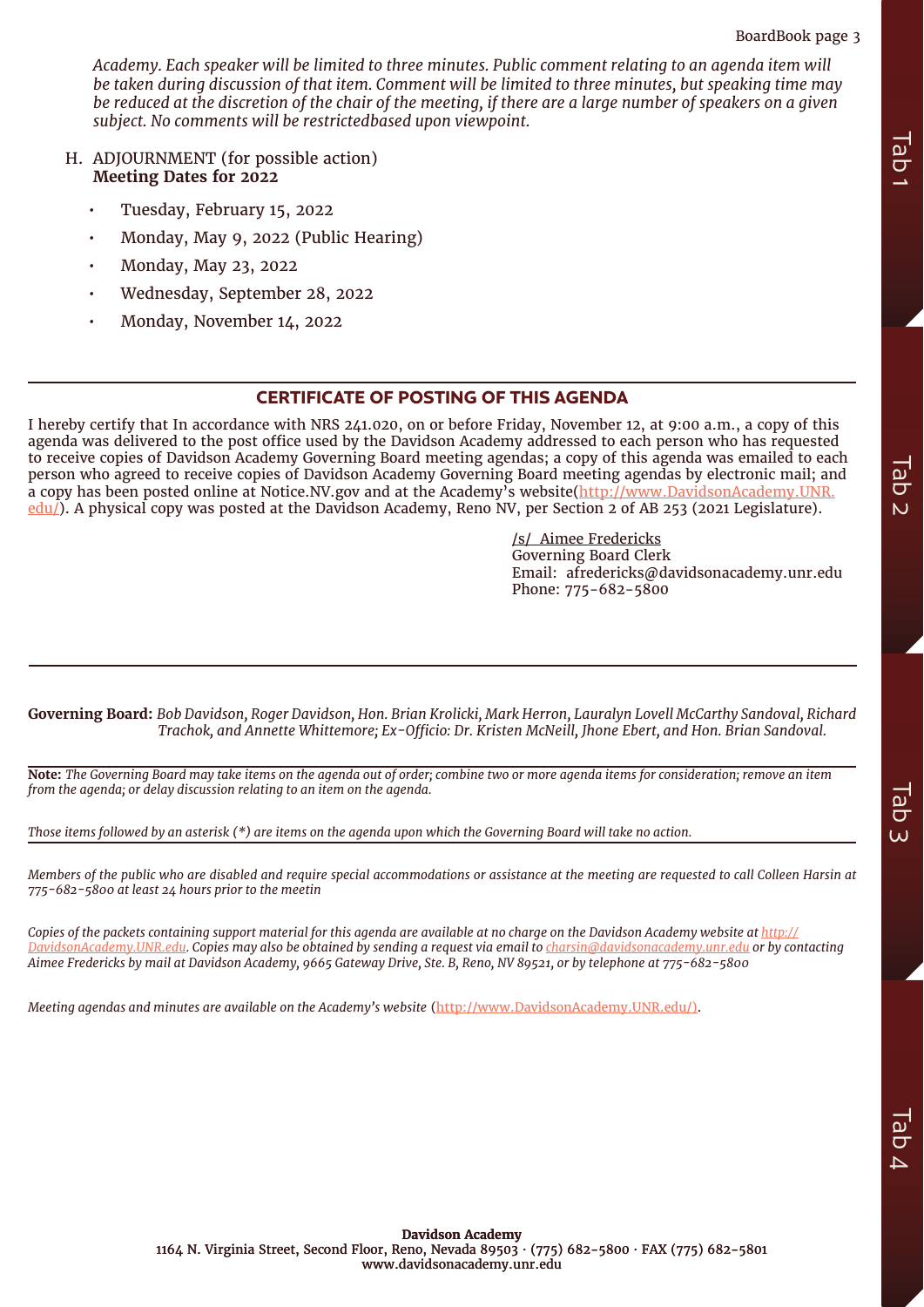*Academy. Each speaker will be limited to three minutes. Public comment relating to an agenda item will be taken during discussion of that item. Comment will be limited to three minutes, but speaking time may be reduced at the discretion of the chair of the meeting, if there are a large number of speakers on a given subject. No comments will be restrictedbased upon viewpoint.*

H. ADJOURNMENT (for possible action)
**Meeting Dates for 2022**

- Tuesday, February 15, 2022
- Monday, May 9, 2022 (Public Hearing)
- Monday, May 23, 2022
- Wednesday, September 28, 2022
- Monday, November 14, 2022

## CERTIFICATE OF POSTING OF THIS AGENDA

I hereby certify that In accordance with NRS 241.020, on or before Friday, November 12, at 9:00 a.m., a copy of this agenda was delivered to the post office used by the Davidson Academy addressed to each person who has requested to receive copies of Davidson Academy Governing Board meeting agendas; a copy of this agenda was emailed to each person who agreed to receive copies of Davidson Academy Governing Board meeting agendas by electronic mail; and a copy has been posted online at Notice.NV.gov and at the Academy's website(http://www.DavidsonAcademy.UNR.edu/). A physical copy was posted at the Davidson Academy, Reno NV, per Section 2 of AB 253 (2021 Legislature).

/s/ Aimee Fredericks
Governing Board Clerk
Email: afredericks@davidsonacademy.unr.edu
Phone: 775-682-5800

**Governing Board:** *Bob Davidson, Roger Davidson, Hon. Brian Krolicki, Mark Herron, Lauralyn Lovell McCarthy Sandoval, Richard Trachok, and Annette Whittemore; Ex-Officio: Dr. Kristen McNeill, Jhone Ebert, and Hon. Brian Sandoval.*

**Note:** *The Governing Board may take items on the agenda out of order; combine two or more agenda items for consideration; remove an item from the agenda; or delay discussion relating to an item on the agenda.*

*Those items followed by an asterisk (*) are items on the agenda upon which the Governing Board will take no action.*

*Members of the public who are disabled and require special accommodations or assistance at the meeting are requested to call Colleen Harsin at 775-682-5800 at least 24 hours prior to the meetin*

*Copies of the packets containing support material for this agenda are available at no charge on the Davidson Academy website at http://DavidsonAcademy.UNR.edu. Copies may also be obtained by sending a request via email to charsin@davidsonacademy.unr.edu or by contacting Aimee Fredericks by mail at Davidson Academy, 9665 Gateway Drive, Ste. B, Reno, NV 89521, or by telephone at 775-682-5800*

*Meeting agendas and minutes are available on the Academy's website (http://www.DavidsonAcademy.UNR.edu/).*

**Davidson Academy**
1164 N. Virginia Street, Second Floor, Reno, Nevada 89503 · (775) 682-5800 · FAX (775) 682-5801
www.davidsonacademy.unr.edu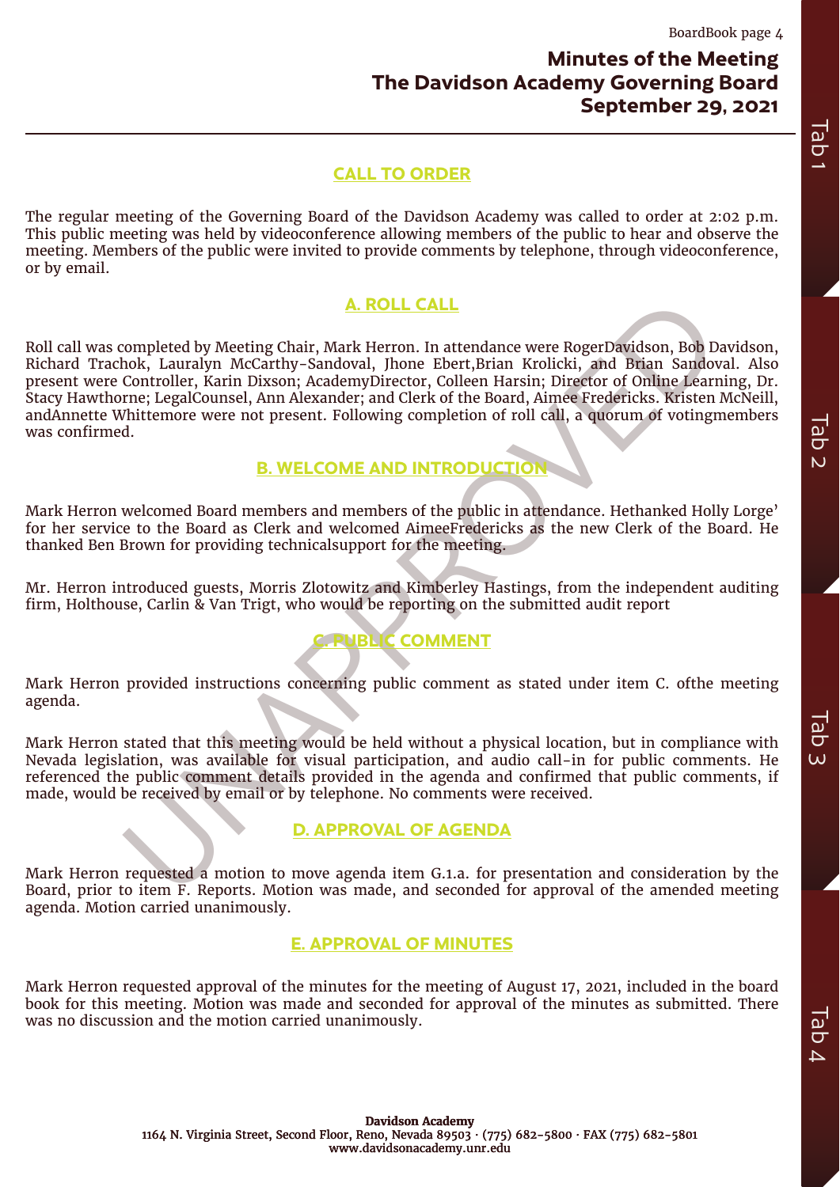# Minutes of the Meeting
# The Davidson Academy Governing Board
# September 29, 2021

## CALL TO ORDER

The regular meeting of the Governing Board of the Davidson Academy was called to order at 2:02 p.m. This public meeting was held by videoconference allowing members of the public to hear and observe the meeting. Members of the public were invited to provide comments by telephone, through videoconference, or by email.

## A. ROLL CALL

Roll call was completed by Meeting Chair, Mark Herron. In attendance were RogerDavidson, Bob Davidson, Richard Trachok, Lauralyn McCarthy-Sandoval, Jhone Ebert,Brian Krolicki, and Brian Sandoval. Also present were Controller, Karin Dixson; AcademyDirector, Colleen Harsin; Director of Online Learning, Dr. Stacy Hawthorne; LegalCounsel, Ann Alexander; and Clerk of the Board, Aimee Fredericks. Kristen McNeill, andAnnette Whittemore were not present. Following completion of roll call, a quorum of votingmembers was confirmed.

## B. WELCOME AND INTRODUCTION

Mark Herron welcomed Board members and members of the public in attendance. Hethanked Holly Lorge' for her service to the Board as Clerk and welcomed AimeeFredericks as the new Clerk of the Board. He thanked Ben Brown for providing technicalsupport for the meeting.

Mr. Herron introduced guests, Morris Zlotowitz and Kimberley Hastings, from the independent auditing firm, Holthouse, Carlin & Van Trigt, who would be reporting on the submitted audit report

## C. PUBLIC COMMENT

Mark Herron provided instructions concerning public comment as stated under item C. ofthe meeting agenda.

Mark Herron stated that this meeting would be held without a physical location, but in compliance with Nevada legislation, was available for visual participation, and audio call-in for public comments. He referenced the public comment details provided in the agenda and confirmed that public comments, if made, would be received by email or by telephone. No comments were received.

## D. APPROVAL OF AGENDA

Mark Herron requested a motion to move agenda item G.1.a. for presentation and consideration by the Board, prior to item F. Reports. Motion was made, and seconded for approval of the amended meeting agenda. Motion carried unanimously.

## E. APPROVAL OF MINUTES

Mark Herron requested approval of the minutes for the meeting of August 17, 2021, included in the board book for this meeting. Motion was made and seconded for approval of the minutes as submitted. There was no discussion and the motion carried unanimously.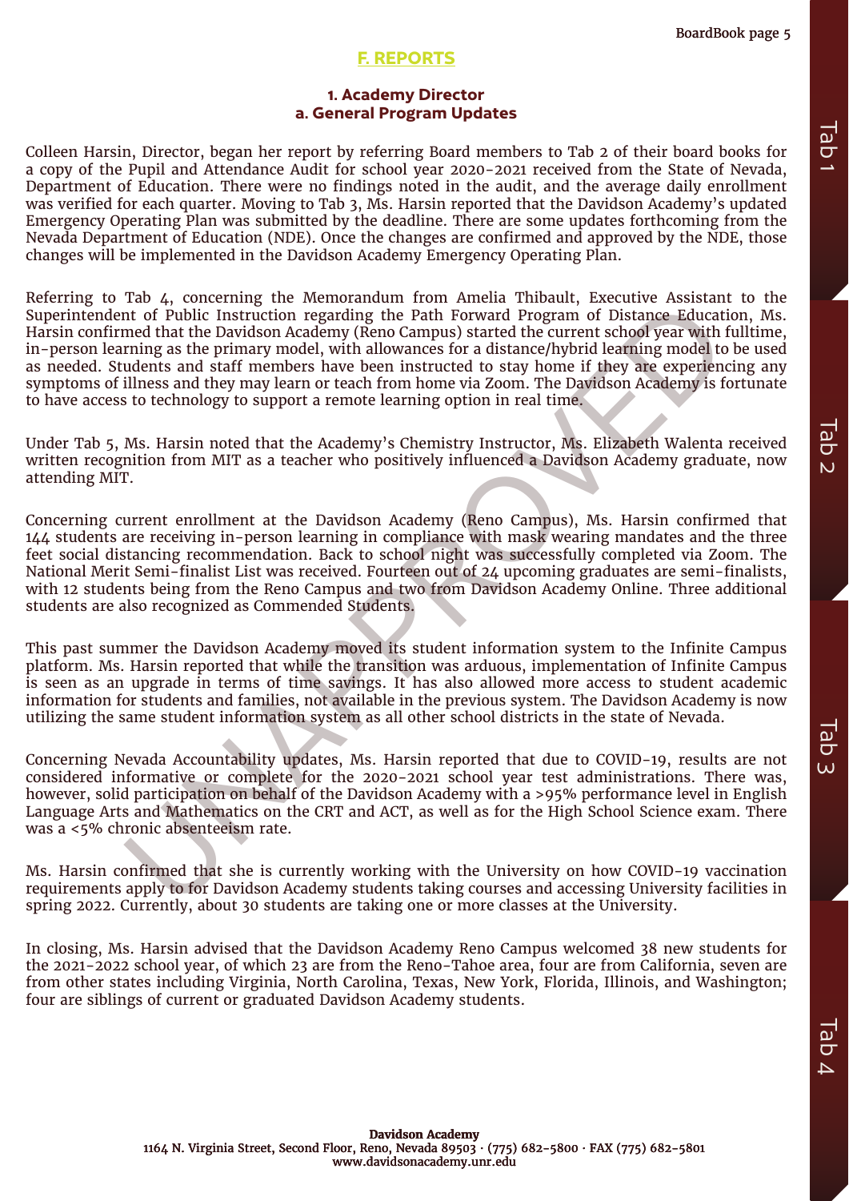## F. REPORTS

### 1. Academy Director
### a. General Program Updates

Colleen Harsin, Director, began her report by referring Board members to Tab 2 of their board books for a copy of the Pupil and Attendance Audit for school year 2020-2021 received from the State of Nevada, Department of Education. There were no findings noted in the audit, and the average daily enrollment was verified for each quarter. Moving to Tab 3, Ms. Harsin reported that the Davidson Academy's updated Emergency Operating Plan was submitted by the deadline. There are some updates forthcoming from the Nevada Department of Education (NDE). Once the changes are confirmed and approved by the NDE, those changes will be implemented in the Davidson Academy Emergency Operating Plan.

Referring to Tab 4, concerning the Memorandum from Amelia Thibault, Executive Assistant to the Superintendent of Public Instruction regarding the Path Forward Program of Distance Education, Ms. Harsin confirmed that the Davidson Academy (Reno Campus) started the current school year with fulltime, in-person learning as the primary model, with allowances for a distance/hybrid learning model to be used as needed. Students and staff members have been instructed to stay home if they are experiencing any symptoms of illness and they may learn or teach from home via Zoom. The Davidson Academy is fortunate to have access to technology to support a remote learning option in real time.

Under Tab 5, Ms. Harsin noted that the Academy's Chemistry Instructor, Ms. Elizabeth Walenta received written recognition from MIT as a teacher who positively influenced a Davidson Academy graduate, now attending MIT.

Concerning current enrollment at the Davidson Academy (Reno Campus), Ms. Harsin confirmed that 144 students are receiving in-person learning in compliance with mask wearing mandates and the three feet social distancing recommendation. Back to school night was successfully completed via Zoom. The National Merit Semi-finalist List was received. Fourteen out of 24 upcoming graduates are semi-finalists, with 12 students being from the Reno Campus and two from Davidson Academy Online. Three additional students are also recognized as Commended Students.

This past summer the Davidson Academy moved its student information system to the Infinite Campus platform. Ms. Harsin reported that while the transition was arduous, implementation of Infinite Campus is seen as an upgrade in terms of time savings. It has also allowed more access to student academic information for students and families, not available in the previous system. The Davidson Academy is now utilizing the same student information system as all other school districts in the state of Nevada.

Concerning Nevada Accountability updates, Ms. Harsin reported that due to COVID-19, results are not considered informative or complete for the 2020-2021 school year test administrations. There was, however, solid participation on behalf of the Davidson Academy with a >95% performance level in English Language Arts and Mathematics on the CRT and ACT, as well as for the High School Science exam. There was a <5% chronic absenteeism rate.

Ms. Harsin confirmed that she is currently working with the University on how COVID-19 vaccination requirements apply to for Davidson Academy students taking courses and accessing University facilities in spring 2022. Currently, about 30 students are taking one or more classes at the University.

In closing, Ms. Harsin advised that the Davidson Academy Reno Campus welcomed 38 new students for the 2021-2022 school year, of which 23 are from the Reno-Tahoe area, four are from California, seven are from other states including Virginia, North Carolina, Texas, New York, Florida, Illinois, and Washington; four are siblings of current or graduated Davidson Academy students.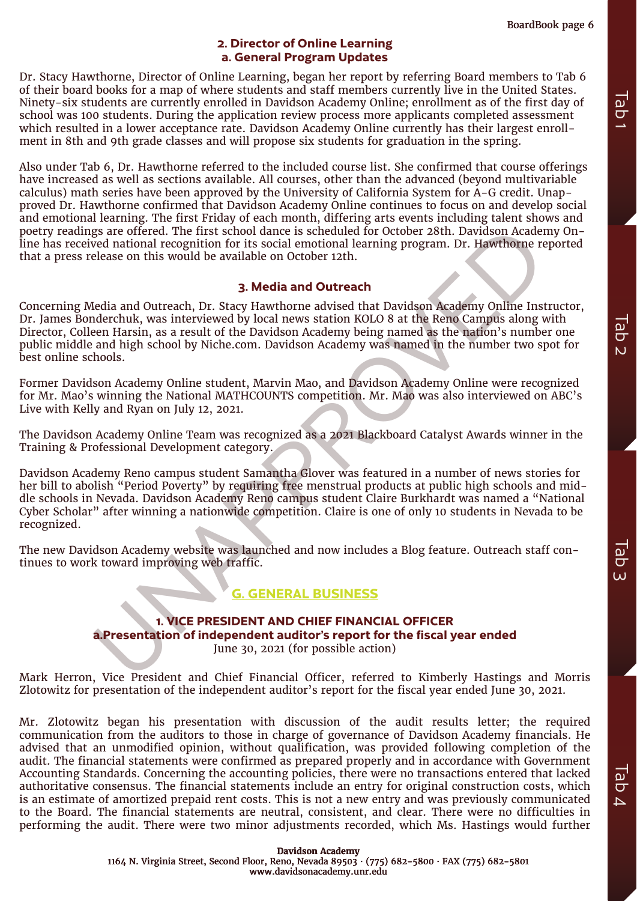### 2. Director of Online Learning
### a. General Program Updates

Dr. Stacy Hawthorne, Director of Online Learning, began her report by referring Board members to Tab 6 of their board books for a map of where students and staff members currently live in the United States. Ninety-six students are currently enrolled in Davidson Academy Online; enrollment as of the first day of school was 100 students. During the application review process more applicants completed assessment which resulted in a lower acceptance rate. Davidson Academy Online currently has their largest enrollment in 8th and 9th grade classes and will propose six students for graduation in the spring.

Also under Tab 6, Dr. Hawthorne referred to the included course list. She confirmed that course offerings have increased as well as sections available. All courses, other than the advanced (beyond multivariable calculus) math series have been approved by the University of California System for A-G credit. Unapproved Dr. Hawthorne confirmed that Davidson Academy Online continues to focus on and develop social and emotional learning. The first Friday of each month, differing arts events including talent shows and poetry readings are offered. The first school dance is scheduled for October 28th. Davidson Academy Online has received national recognition for its social emotional learning program. Dr. Hawthorne reported that a press release on this would be available on October 12th.

### 3. Media and Outreach

Concerning Media and Outreach, Dr. Stacy Hawthorne advised that Davidson Academy Online Instructor, Dr. James Bonderchuk, was interviewed by local news station KOLO 8 at the Reno Campus along with Director, Colleen Harsin, as a result of the Davidson Academy being named as the nation's number one public middle and high school by Niche.com. Davidson Academy was named in the number two spot for best online schools.

Former Davidson Academy Online student, Marvin Mao, and Davidson Academy Online were recognized for Mr. Mao's winning the National MATHCOUNTS competition. Mr. Mao was also interviewed on ABC's Live with Kelly and Ryan on July 12, 2021.

The Davidson Academy Online Team was recognized as a 2021 Blackboard Catalyst Awards winner in the Training & Professional Development category.

Davidson Academy Reno campus student Samantha Glover was featured in a number of news stories for her bill to abolish "Period Poverty" by requiring free menstrual products at public high schools and middle schools in Nevada. Davidson Academy Reno campus student Claire Burkhardt was named a "National Cyber Scholar" after winning a nationwide competition. Claire is one of only 10 students in Nevada to be recognized.

The new Davidson Academy website was launched and now includes a Blog feature. Outreach staff continues to work toward improving web traffic.

## G. GENERAL BUSINESS

### 1. VICE PRESIDENT AND CHIEF FINANCIAL OFFICER
### a. Presentation of independent auditor's report for the fiscal year ended June 30, 2021 (for possible action)

Mark Herron, Vice President and Chief Financial Officer, referred to Kimberly Hastings and Morris Zlotowitz for presentation of the independent auditor's report for the fiscal year ended June 30, 2021.

Mr. Zlotowitz began his presentation with discussion of the audit results letter; the required communication from the auditors to those in charge of governance of Davidson Academy financials. He advised that an unmodified opinion, without qualification, was provided following completion of the audit. The financial statements were confirmed as prepared properly and in accordance with Government Accounting Standards. Concerning the accounting policies, there were no transactions entered that lacked authoritative consensus. The financial statements include an entry for original construction costs, which is an estimate of amortized prepaid rent costs. This is not a new entry and was previously communicated to the Board. The financial statements are neutral, consistent, and clear. There were no difficulties in performing the audit. There were two minor adjustments recorded, which Ms. Hastings would further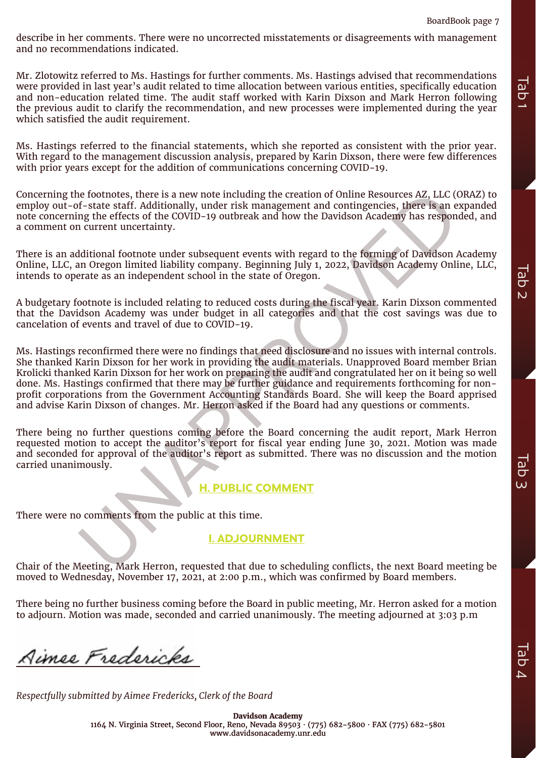describe in her comments. There were no uncorrected misstatements or disagreements with management and no recommendations indicated.

Mr. Zlotowitz referred to Ms. Hastings for further comments. Ms. Hastings advised that recommendations were provided in last year's audit related to time allocation between various entities, specifically education and non-education related time. The audit staff worked with Karin Dixson and Mark Herron following the previous audit to clarify the recommendation, and new processes were implemented during the year which satisfied the audit requirement.

Ms. Hastings referred to the financial statements, which she reported as consistent with the prior year. With regard to the management discussion analysis, prepared by Karin Dixson, there were few differences with prior years except for the addition of communications concerning COVID-19.

Concerning the footnotes, there is a new note including the creation of Online Resources AZ, LLC (ORAZ) to employ out-of-state staff. Additionally, under risk management and contingencies, there is an expanded note concerning the effects of the COVID-19 outbreak and how the Davidson Academy has responded, and a comment on current uncertainty.

There is an additional footnote under subsequent events with regard to the forming of Davidson Academy Online, LLC, an Oregon limited liability company. Beginning July 1, 2022, Davidson Academy Online, LLC, intends to operate as an independent school in the state of Oregon.

A budgetary footnote is included relating to reduced costs during the fiscal year. Karin Dixson commented that the Davidson Academy was under budget in all categories and that the cost savings was due to cancelation of events and travel of due to COVID-19.

Ms. Hastings reconfirmed there were no findings that need disclosure and no issues with internal controls. She thanked Karin Dixson for her work in providing the audit materials. Unapproved Board member Brian Krolicki thanked Karin Dixson for her work on preparing the audit and congratulated her on it being so well done. Ms. Hastings confirmed that there may be further guidance and requirements forthcoming for non-profit corporations from the Government Accounting Standards Board. She will keep the Board apprised and advise Karin Dixson of changes. Mr. Herron asked if the Board had any questions or comments.

There being no further questions coming before the Board concerning the audit report, Mark Herron requested motion to accept the auditor's report for fiscal year ending June 30, 2021. Motion was made and seconded for approval of the auditor's report as submitted. There was no discussion and the motion carried unanimously.

## H. PUBLIC COMMENT

There were no comments from the public at this time.

## I. ADJOURNMENT

Chair of the Meeting, Mark Herron, requested that due to scheduling conflicts, the next Board meeting be moved to Wednesday, November 17, 2021, at 2:00 p.m., which was confirmed by Board members.

There being no further business coming before the Board in public meeting, Mr. Herron asked for a motion to adjourn. Motion was made, seconded and carried unanimously. The meeting adjourned at 3:03 p.m

Aimee Fredericks

*Respectfully submitted by Aimee Fredericks, Clerk of the Board*

**Davidson Academy**
1164 N. Virginia Street, Second Floor, Reno, Nevada 89503 · (775) 682-5800 · FAX (775) 682-5801
www.davidsonacademy.unr.edu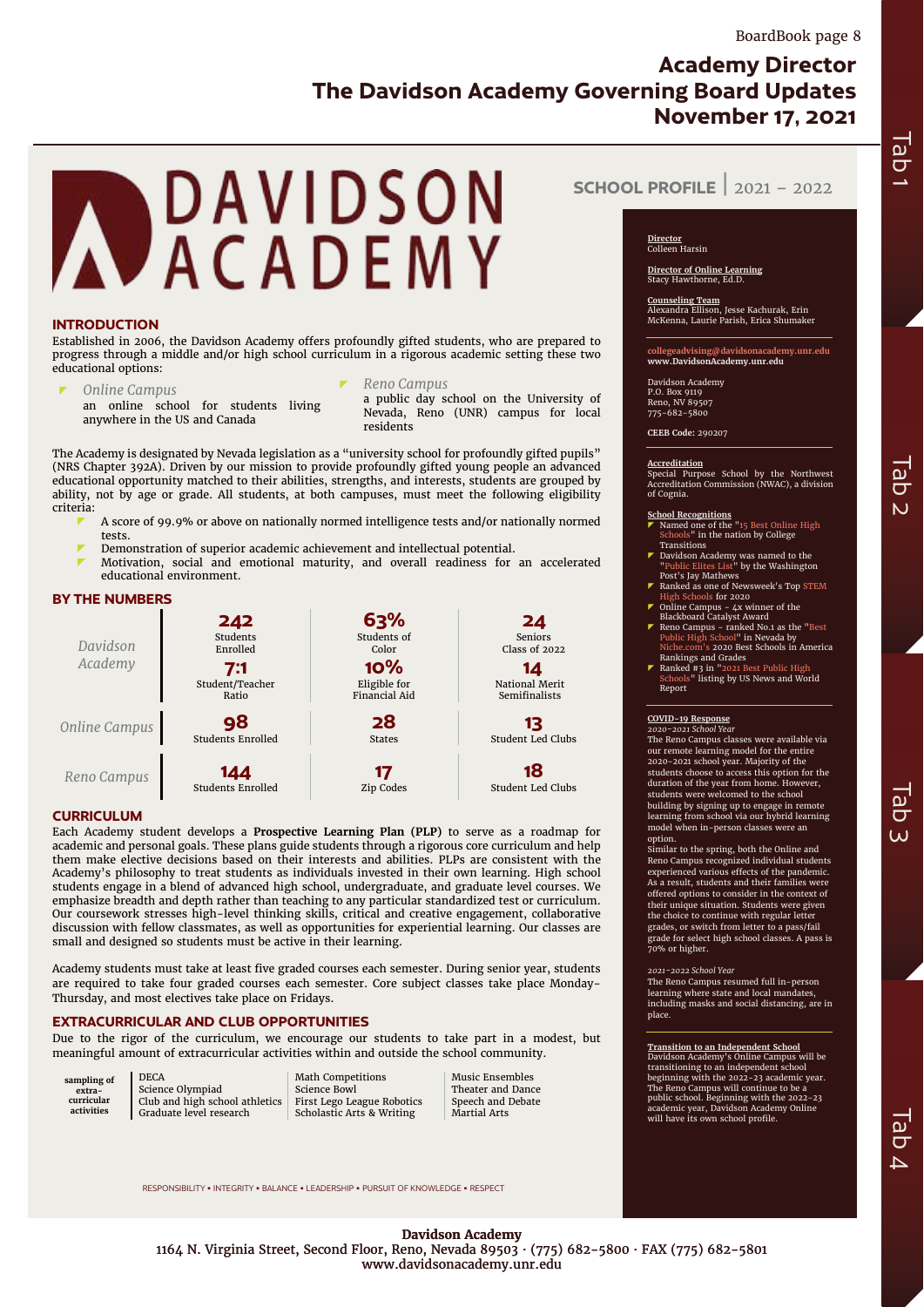# Academy Director
# The Davidson Academy Governing Board Updates
# November 17, 2021

# DAVIDSON ACADEMY

## SCHOOL PROFILE | 2021 – 2022

### INTRODUCTION

Established in 2006, the Davidson Academy offers profoundly gifted students, who are prepared to progress through a middle and/or high school curriculum in a rigorous academic setting these two educational options:

- *Online Campus*
  an online school for students living anywhere in the US and Canada
- *Reno Campus*
  a public day school on the University of Nevada, Reno (UNR) campus for local residents

The Academy is designated by Nevada legislation as a "university school for profoundly gifted pupils" (NRS Chapter 392A). Driven by our mission to provide profoundly gifted young people an advanced educational opportunity matched to their abilities, strengths, and interests, students are grouped by ability, not by age or grade. All students, at both campuses, must meet the following eligibility criteria:

- A score of 99.9% or above on nationally normed intelligence tests and/or nationally normed tests.
- Demonstration of superior academic achievement and intellectual potential.
- Motivation, social and emotional maturity, and overall readiness for an accelerated educational environment.

### BY THE NUMBERS

| | | | |
|---|---|---|---|
| *Davidson Academy* | **242** Students Enrolled | **63%** Students of Color | **24** Seniors Class of 2022 |
| | **7:1** Student/Teacher Ratio | **10%** Eligible for Financial Aid | **14** National Merit Semifinalists |
| *Online Campus* | **98** Students Enrolled | **28** States | **13** Student Led Clubs |
| *Reno Campus* | **144** Students Enrolled | **17** Zip Codes | **18** Student Led Clubs |

### CURRICULUM

Each Academy student develops a **Prospective Learning Plan (PLP)** to serve as a roadmap for academic and personal goals. These plans guide students through a rigorous core curriculum and help them make elective decisions based on their interests and abilities. PLPs are consistent with the Academy's philosophy to treat students as individuals invested in their own learning. High school students engage in a blend of advanced high school, undergraduate, and graduate level courses. We emphasize breadth and depth rather than teaching to any particular standardized test or curriculum. Our coursework stresses high-level thinking skills, critical and creative engagement, collaborative discussion with fellow classmates, as well as opportunities for experiential learning. Our classes are small and designed so students must be active in their learning.

Academy students must take at least five graded courses each semester. During senior year, students are required to take four graded courses each semester. Core subject classes take place Monday-Thursday, and most electives take place on Fridays.

### EXTRACURRICULAR AND CLUB OPPORTUNITIES

Due to the rigor of the curriculum, we encourage our students to take part in a modest, but meaningful amount of extracurricular activities within and outside the school community.

| **sampling of extra-curricular activities** | | | |
|---|---|---|---|
| | DECA | Math Competitions | Music Ensembles |
| | Science Olympiad | Science Bowl | Theater and Dance |
| | Club and high school athletics | First Lego League Robotics | Speech and Debate |
| | Graduate level research | Scholastic Arts & Writing | Martial Arts |

RESPONSIBILITY • INTEGRITY • BALANCE • LEADERSHIP • PURSUIT OF KNOWLEDGE • RESPECT

**Director**
Colleen Harsin

**Director of Online Learning**
Stacy Hawthorne, Ed.D.

**Counseling Team**
Alexandra Ellison, Jesse Kachurak, Erin McKenna, Laurie Parish, Erica Shumaker

collegeadvising@davidsonacademy.unr.edu
**www.DavidsonAcademy.unr.edu**

Davidson Academy
P.O. Box 9119
Reno, NV 89507
775-682-5800

**CEEB Code:** 290207

**Accreditation**
Special Purpose School by the Northwest Accreditation Commission (NWAC), a division of Cognia.

**School Recognitions**
- Named one of the "15 Best Online High Schools" in the nation by College Transitions
- Davidson Academy was named to the "Public Elites List" by the Washington Post's Jay Mathews
- Ranked as one of Newsweek's Top STEM High Schools for 2020
- Online Campus - 4x winner of the Blackboard Catalyst Award
- Reno Campus - ranked No.1 as the "Best Public High School" in Nevada by Niche.com's 2020 Best Schools in America Rankings and Grades
- Ranked #3 in "2021 Best Public High Schools" listing by US News and World Report

**COVID-19 Response**
*2020-2021 School Year*
The Reno Campus classes were available via our remote learning model for the entire 2020-2021 school year. Majority of the students choose to access this option for the duration of the year from home. However, students were welcomed to the school building by signing up to engage in remote learning from school via our hybrid learning model when in-person classes were an option.
Similar to the spring, both the Online and Reno Campus recognized individual students experienced various effects of the pandemic. As a result, students and their families were offered options to consider in the context of their unique situation. Students were given the choice to continue with regular letter grades, or switch from letter to a pass/fail grade for select high school classes. A pass is 70% or higher.

*2021-2022 School Year*
The Reno Campus resumed full in-person learning where state and local mandates, including masks and social distancing, are in place.

**Transition to an Independent School**
Davidson Academy's Online Campus will be transitioning to an independent school beginning with the 2022-23 academic year. The Reno Campus will continue to be a public school. Beginning with the 2022-23 academic year, Davidson Academy Online will have its own school profile.

**Davidson Academy**
1164 N. Virginia Street, Second Floor, Reno, Nevada 89503 · (775) 682-5800 · FAX (775) 682-5801
www.davidsonacademy.unr.edu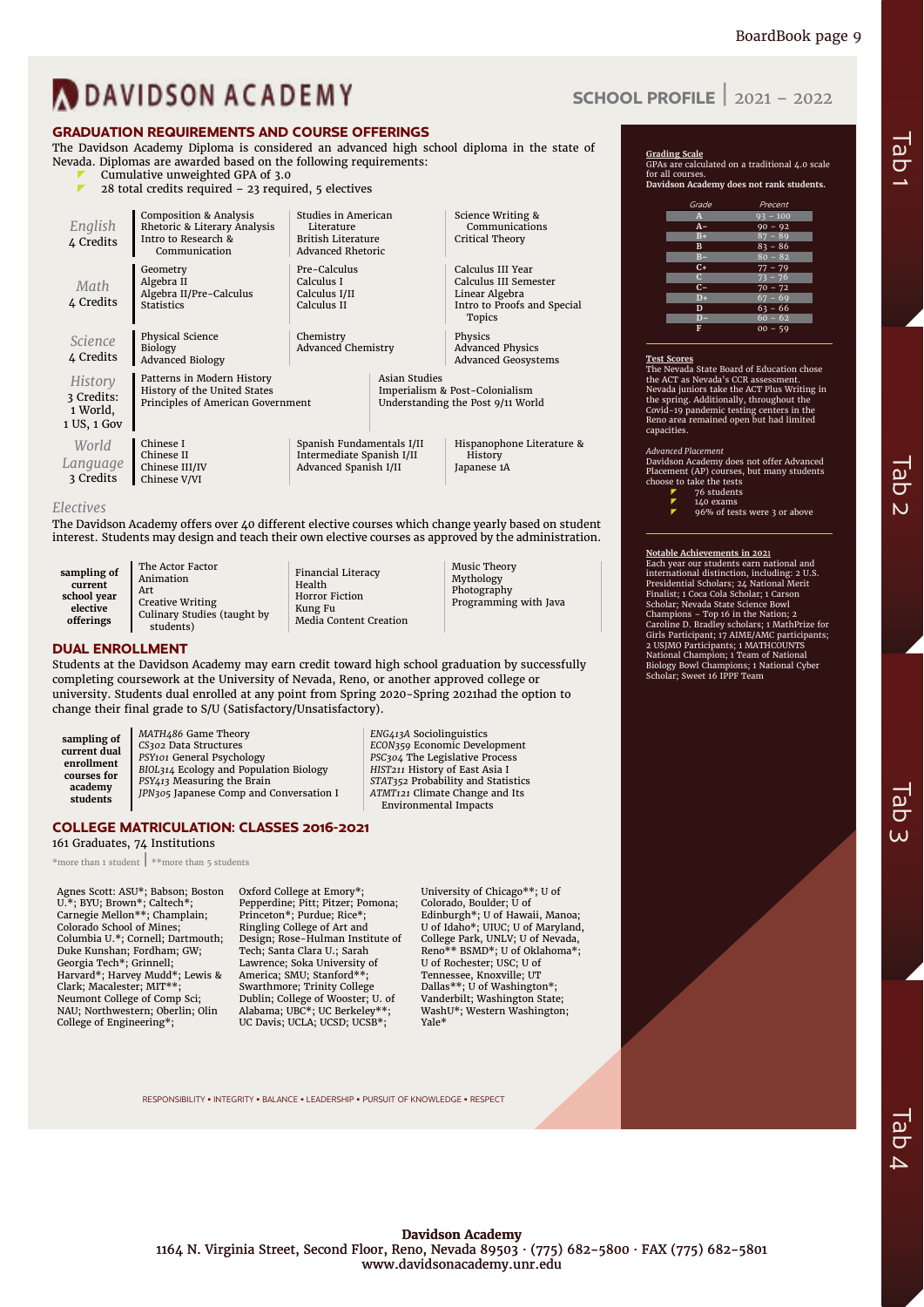# DAVIDSON ACADEMY

## SCHOOL PROFILE | 2021 – 2022

## GRADUATION REQUIREMENTS AND COURSE OFFERINGS

The Davidson Academy Diploma is considered an advanced high school diploma in the state of Nevada. Diplomas are awarded based on the following requirements:

- Cumulative unweighted GPA of 3.0
- 28 total credits required – 23 required, 5 electives

| Subject | | | |
|---|---|---|---|
| *English* 4 Credits | Composition & Analysis<br>Rhetoric & Literary Analysis<br>Intro to Research & Communication | Studies in American Literature<br>British Literature<br>Advanced Rhetoric | Science Writing & Communications<br>Critical Theory |
| *Math* 4 Credits | Geometry<br>Algebra II<br>Algebra II/Pre-Calculus<br>Statistics | Pre-Calculus<br>Calculus I<br>Calculus I/II<br>Calculus II | Calculus III Year<br>Calculus III Semester<br>Linear Algebra<br>Intro to Proofs and Special Topics |
| *Science* 4 Credits | Physical Science<br>Biology<br>Advanced Biology | Chemistry<br>Advanced Chemistry | Physics<br>Advanced Physics<br>Advanced Geosystems |
| *History* 3 Credits: 1 World, 1 US, 1 Gov | Patterns in Modern History<br>History of the United States<br>Principles of American Government | Asian Studies<br>Imperialism & Post-Colonialism<br>Understanding the Post 9/11 World | |
| *World Language* 3 Credits | Chinese I<br>Chinese II<br>Chinese III/IV<br>Chinese V/VI | Spanish Fundamentals I/II<br>Intermediate Spanish I/II<br>Advanced Spanish I/II | Hispanophone Literature & History<br>Japanese 1A |

### *Electives*

The Davidson Academy offers over 40 different elective courses which change yearly based on student interest. Students may design and teach their own elective courses as approved by the administration.

| sampling of current school year elective offerings | | | |
|---|---|---|---|
| | The Actor Factor<br>Animation<br>Art<br>Creative Writing<br>Culinary Studies (taught by students) | Financial Literacy<br>Health<br>Horror Fiction<br>Kung Fu<br>Media Content Creation | Music Theory<br>Mythology<br>Photography<br>Programming with Java |

## DUAL ENROLLMENT

Students at the Davidson Academy may earn credit toward high school graduation by successfully completing coursework at the University of Nevada, Reno, or another approved college or university. Students dual enrolled at any point from Spring 2020-Spring 2021had the option to change their final grade to S/U (Satisfactory/Unsatisfactory).

| sampling of current dual enrollment courses for academy students | | |
|---|---|---|
| | *MATH486* Game Theory<br>*CS302* Data Structures<br>*PSY101* General Psychology<br>*BIOL314* Ecology and Population Biology<br>*PSY413* Measuring the Brain<br>*JPN305* Japanese Comp and Conversation I | *ENG413A* Sociolinguistics<br>*ECON359* Economic Development<br>*PSC304* The Legislative Process<br>*HIST211* History of East Asia I<br>*STAT352* Probability and Statistics<br>*ATMT121* Climate Change and Its Environmental Impacts |

## COLLEGE MATRICULATION: CLASSES 2016-2021

161 Graduates, 74 Institutions

*more than 1 student | **more than 5 students

Agnes Scott: ASU*; Babson; Boston U.*; BYU; Brown*; Caltech*; Carnegie Mellon**; Champlain; Colorado School of Mines; Columbia U.*; Cornell; Dartmouth; Duke Kunshan; Fordham; GW; Georgia Tech*; Grinnell; Harvard*; Harvey Mudd*; Lewis & Clark; Macalester; MIT**; Neumont College of Comp Sci; NAU; Northwestern; Oberlin; Olin College of Engineering*; Oxford College at Emory*; Pepperdine; Pitt; Pitzer; Pomona; Princeton*; Purdue; Rice*; Ringling College of Art and Design; Rose-Hulman Institute of Tech; Santa Clara U.; Sarah Lawrence; Soka University of America; SMU; Stanford**; Swarthmore; Trinity College Dublin; College of Wooster; U. of Alabama; UBC*; UC Berkeley**; UC Davis; UCLA; UCSD; UCSB*; University of Chicago**; U of Colorado, Boulder; U of Edinburgh*; U of Hawaii, Manoa; U of Idaho*; UIUC; U of Maryland, College Park, UNLV; U of Nevada, Reno** BSMD*; U of Oklahoma*; U of Rochester; USC; U of Tennessee, Knoxville; UT Dallas**; U of Washington*; Vanderbilt; Washington State; WashU*; Western Washington; Yale*

RESPONSIBILITY • INTEGRITY • BALANCE • LEADERSHIP • PURSUIT OF KNOWLEDGE • RESPECT

**Grading Scale**

GPAs are calculated on a traditional 4.0 scale for all courses.

**Davidson Academy does not rank students.**

| Grade | Precent |
|---|---|
| A | 93 – 100 |
| A– | 90 – 92 |
| B+ | 87 – 89 |
| B | 83 – 86 |
| B– | 80 – 82 |
| C+ | 77 – 79 |
| C | 73 – 76 |
| C– | 70 – 72 |
| D+ | 67 – 69 |
| D | 63 – 66 |
| D– | 60 – 62 |
| F | 00 – 59 |

**Test Scores**

The Nevada State Board of Education chose the ACT as Nevada's CCR assessment. Nevada juniors take the ACT Plus Writing in the spring. Additionally, throughout the Covid-19 pandemic testing centers in the Reno area remained open but had limited capacities.

*Advanced Placement*

Davidson Academy does not offer Advanced Placement (AP) courses, but many students choose to take the tests

- 76 students
- 140 exams
- 96% of tests were 3 or above

**Notable Achievements in 2021**

Each year our students earn national and international distinction, including: 2 U.S. Presidential Scholars; 24 National Merit Finalist; 1 Coca Cola Scholar; 1 Carson Scholar; Nevada State Science Bowl Champions – Top 16 in the Nation; 2 Caroline D. Bradley scholars; 1 MathPrize for Girls Participant; 17 AIME/AMC participants; 2 USJMO Participants; 1 MATHCOUNTS National Champion; 1 Team of National Biology Bowl Champions; 1 National Cyber Scholar; Sweet 16 IPPF Team

**Davidson Academy**
1164 N. Virginia Street, Second Floor, Reno, Nevada 89503 · (775) 682-5800 · FAX (775) 682-5801
www.davidsonacademy.unr.edu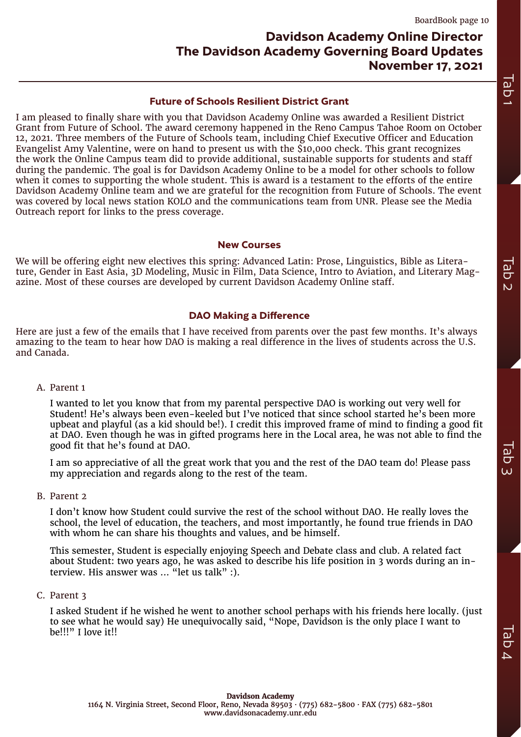# Davidson Academy Online Director
# The Davidson Academy Governing Board Updates
# November 17, 2021

## Future of Schools Resilient District Grant

I am pleased to finally share with you that Davidson Academy Online was awarded a Resilient District Grant from Future of School. The award ceremony happened in the Reno Campus Tahoe Room on October 12, 2021. Three members of the Future of Schools team, including Chief Executive Officer and Education Evangelist Amy Valentine, were on hand to present us with the $10,000 check. This grant recognizes the work the Online Campus team did to provide additional, sustainable supports for students and staff during the pandemic. The goal is for Davidson Academy Online to be a model for other schools to follow when it comes to supporting the whole student. This is award is a testament to the efforts of the entire Davidson Academy Online team and we are grateful for the recognition from Future of Schools. The event was covered by local news station KOLO and the communications team from UNR. Please see the Media Outreach report for links to the press coverage.

## New Courses

We will be offering eight new electives this spring: Advanced Latin: Prose, Linguistics, Bible as Literature, Gender in East Asia, 3D Modeling, Music in Film, Data Science, Intro to Aviation, and Literary Magazine. Most of these courses are developed by current Davidson Academy Online staff.

## DAO Making a Difference

Here are just a few of the emails that I have received from parents over the past few months. It's always amazing to the team to hear how DAO is making a real difference in the lives of students across the U.S. and Canada.

A. Parent 1

   I wanted to let you know that from my parental perspective DAO is working out very well for Student! He's always been even-keeled but I've noticed that since school started he's been more upbeat and playful (as a kid should be!). I credit this improved frame of mind to finding a good fit at DAO. Even though he was in gifted programs here in the Local area, he was not able to find the good fit that he's found at DAO.

   I am so appreciative of all the great work that you and the rest of the DAO team do! Please pass my appreciation and regards along to the rest of the team.

B. Parent 2

   I don't know how Student could survive the rest of the school without DAO. He really loves the school, the level of education, the teachers, and most importantly, he found true friends in DAO with whom he can share his thoughts and values, and be himself.

   This semester, Student is especially enjoying Speech and Debate class and club. A related fact about Student: two years ago, he was asked to describe his life position in 3 words during an interview. His answer was ... "let us talk" :).

C. Parent 3

   I asked Student if he wished he went to another school perhaps with his friends here locally. (just to see what he would say) He unequivocally said, "Nope, Davidson is the only place I want to be!!!" I love it!!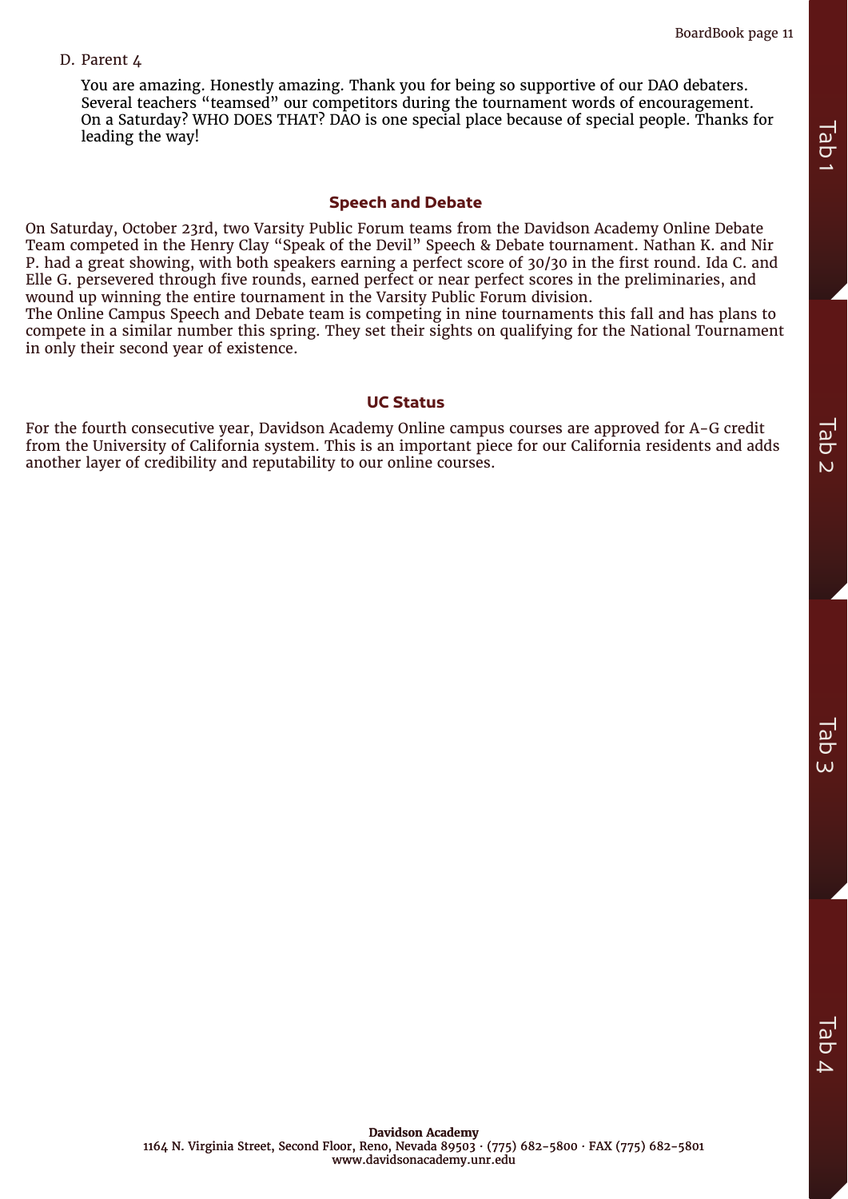D. Parent 4

You are amazing. Honestly amazing. Thank you for being so supportive of our DAO debaters. Several teachers "teamsed" our competitors during the tournament words of encouragement. On a Saturday? WHO DOES THAT? DAO is one special place because of special people. Thanks for leading the way!

## Speech and Debate

On Saturday, October 23rd, two Varsity Public Forum teams from the Davidson Academy Online Debate Team competed in the Henry Clay "Speak of the Devil" Speech & Debate tournament. Nathan K. and Nir P. had a great showing, with both speakers earning a perfect score of 30/30 in the first round. Ida C. and Elle G. persevered through five rounds, earned perfect or near perfect scores in the preliminaries, and wound up winning the entire tournament in the Varsity Public Forum division.

The Online Campus Speech and Debate team is competing in nine tournaments this fall and has plans to compete in a similar number this spring. They set their sights on qualifying for the National Tournament in only their second year of existence.

## UC Status

For the fourth consecutive year, Davidson Academy Online campus courses are approved for A-G credit from the University of California system. This is an important piece for our California residents and adds another layer of credibility and reputability to our online courses.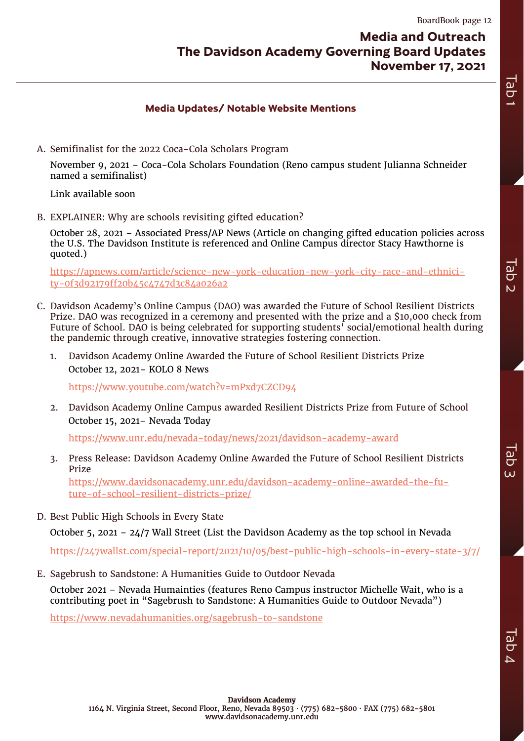# Media and Outreach
# The Davidson Academy Governing Board Updates
# November 17, 2021

## Media Updates/ Notable Website Mentions

A. Semifinalist for the 2022 Coca-Cola Scholars Program

   November 9, 2021 – Coca-Cola Scholars Foundation (Reno campus student Julianna Schneider named a semifinalist)

   Link available soon

B. EXPLAINER: Why are schools revisiting gifted education?

   October 28, 2021 – Associated Press/AP News (Article on changing gifted education policies across the U.S. The Davidson Institute is referenced and Online Campus director Stacy Hawthorne is quoted.)

   https://apnews.com/article/science-new-york-education-new-york-city-race-and-ethnicity-0f3d92179ff20b45c4747d3c84a026a2

C. Davidson Academy's Online Campus (DAO) was awarded the Future of School Resilient Districts Prize. DAO was recognized in a ceremony and presented with the prize and a $10,000 check from Future of School. DAO is being celebrated for supporting students' social/emotional health during the pandemic through creative, innovative strategies fostering connection.

   1. Davidson Academy Online Awarded the Future of School Resilient Districts Prize
      October 12, 2021– KOLO 8 News

      https://www.youtube.com/watch?v=mPxd7CZCD94

   2. Davidson Academy Online Campus awarded Resilient Districts Prize from Future of School
      October 15, 2021– Nevada Today

      https://www.unr.edu/nevada-today/news/2021/davidson-academy-award

   3. Press Release: Davidson Academy Online Awarded the Future of School Resilient Districts Prize
      https://www.davidsonacademy.unr.edu/davidson-academy-online-awarded-the-future-of-school-resilient-districts-prize/

D. Best Public High Schools in Every State

   October 5, 2021 – 24/7 Wall Street (List the Davidson Academy as the top school in Nevada

   https://247wallst.com/special-report/2021/10/05/best-public-high-schools-in-every-state-3/7/

E. Sagebrush to Sandstone: A Humanities Guide to Outdoor Nevada

   October 2021 – Nevada Humainties (features Reno Campus instructor Michelle Wait, who is a contributing poet in "Sagebrush to Sandstone: A Humanities Guide to Outdoor Nevada")

   https://www.nevadahumanities.org/sagebrush-to-sandstone

**Davidson Academy**
1164 N. Virginia Street, Second Floor, Reno, Nevada 89503 · (775) 682-5800 · FAX (775) 682-5801
www.davidsonacademy.unr.edu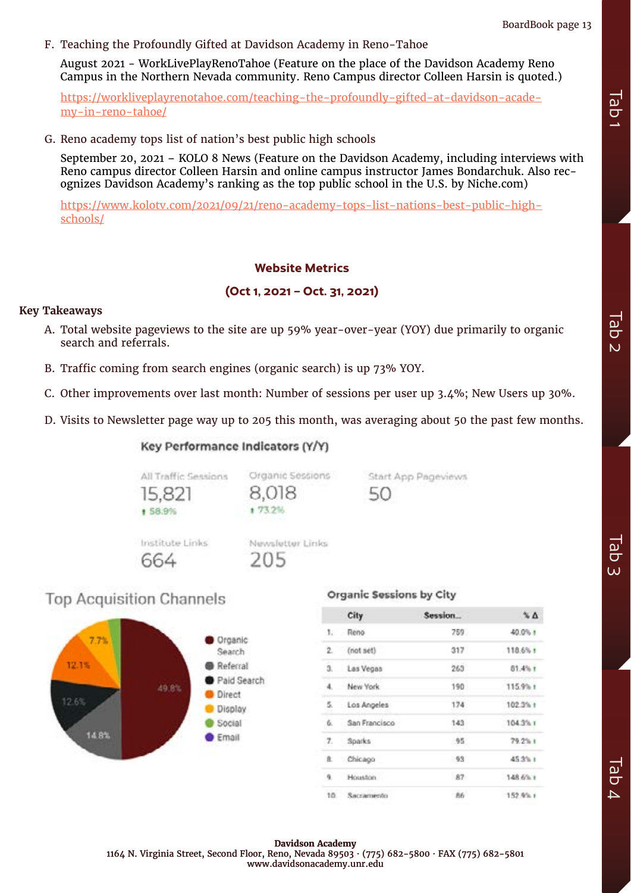F. Teaching the Profoundly Gifted at Davidson Academy in Reno-Tahoe

August 2021 - WorkLivePlayRenoTahoe (Feature on the place of the Davidson Academy Reno Campus in the Northern Nevada community. Reno Campus director Colleen Harsin is quoted.)

https://worklivеplayrenotahoe.com/teaching-the-profoundly-gifted-at-davidson-academy-in-reno-tahoe/

G. Reno academy tops list of nation's best public high schools

September 20, 2021 – KOLO 8 News (Feature on the Davidson Academy, including interviews with Reno campus director Colleen Harsin and online campus instructor James Bondarchuk. Also recognizes Davidson Academy's ranking as the top public school in the U.S. by Niche.com)

https://www.kolotv.com/2021/09/21/reno-academy-tops-list-nations-best-public-high-schools/

## Website Metrics

### (Oct 1, 2021 – Oct. 31, 2021)

**Key Takeaways**

A. Total website pageviews to the site are up 59% year-over-year (YOY) due primarily to organic search and referrals.

B. Traffic coming from search engines (organic search) is up 73% YOY.

C. Other improvements over last month: Number of sessions per user up 3.4%; New Users up 30%.

D. Visits to Newsletter page way up to 205 this month, was averaging about 50 the past few months.

**Key Performance Indicators (Y/Y)**

| All Traffic Sessions | Organic Sessions | Start App Pageviews |
|---|---|---|
| 15,821 (↑ 58.9%) | 8,018 (↑ 73.2%) | 50 |

| Institute Links | Newsletter Links |
|---|---|
| 664 | 205 |

**Top Acquisition Channels**

| Channel | Share |
|---|---|
| Organic Search | 49.8% |
| Referral | 14.8% |
| Paid Search | 12.6% |
| Direct | 12.1% |
| Display | 7.7% |
| Social | |
| Email | |

**Organic Sessions by City**

| | City | Session... | % Δ |
|---|---|---|---|
| 1. | Reno | 759 | 40.0% ↑ |
| 2. | (not set) | 317 | 118.6% ↑ |
| 3. | Las Vegas | 263 | 81.4% ↑ |
| 4. | New York | 190 | 115.9% ↑ |
| 5. | Los Angeles | 174 | 102.3% ↑ |
| 6. | San Francisco | 143 | 104.3% ↑ |
| 7. | Sparks | 95 | 79.2% ↑ |
| 8. | Chicago | 93 | 45.3% ↑ |
| 9. | Houston | 87 | 148.6% ↑ |
| 10. | Sacramento | 86 | 152.9% ↑ |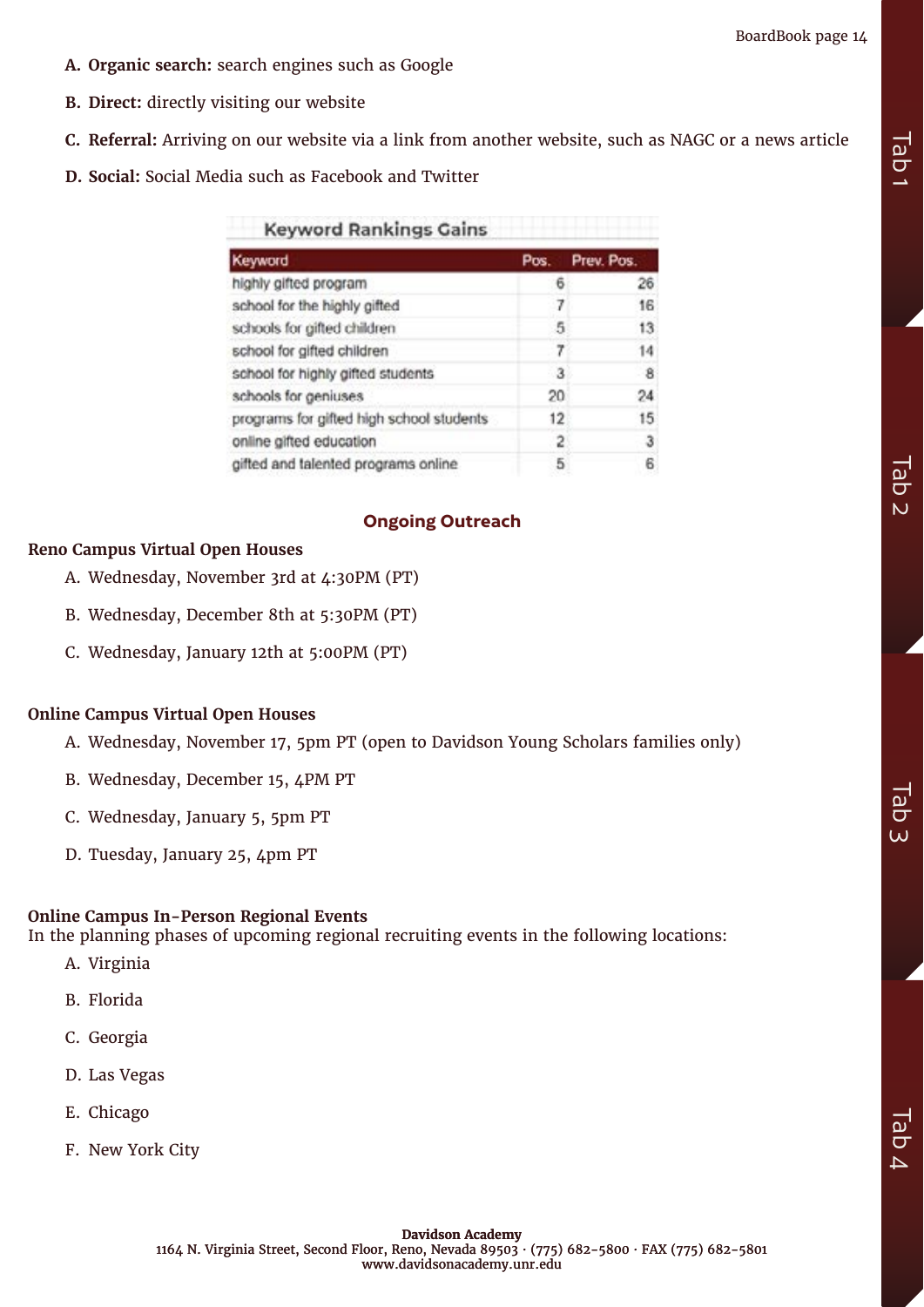A. **Organic search:** search engines such as Google

B. **Direct:** directly visiting our website

C. **Referral:** Arriving on our website via a link from another website, such as NAGC or a news article

D. **Social:** Social Media such as Facebook and Twitter

**Keyword Rankings Gains**

| Keyword | Pos. | Prev. Pos. |
|---|---|---|
| highly gifted program | 6 | 26 |
| school for the highly gifted | 7 | 16 |
| schools for gifted children | 5 | 13 |
| school for gifted children | 7 | 14 |
| school for highly gifted students | 3 | 8 |
| schools for geniuses | 20 | 24 |
| programs for gifted high school students | 12 | 15 |
| online gifted education | 2 | 3 |
| gifted and talented programs online | 5 | 6 |

## Ongoing Outreach

**Reno Campus Virtual Open Houses**

A. Wednesday, November 3rd at 4:30PM (PT)

B. Wednesday, December 8th at 5:30PM (PT)

C. Wednesday, January 12th at 5:00PM (PT)

**Online Campus Virtual Open Houses**

A. Wednesday, November 17, 5pm PT (open to Davidson Young Scholars families only)

B. Wednesday, December 15, 4PM PT

C. Wednesday, January 5, 5pm PT

D. Tuesday, January 25, 4pm PT

**Online Campus In-Person Regional Events**

In the planning phases of upcoming regional recruiting events in the following locations:

A. Virginia

B. Florida

C. Georgia

D. Las Vegas

E. Chicago

F. New York City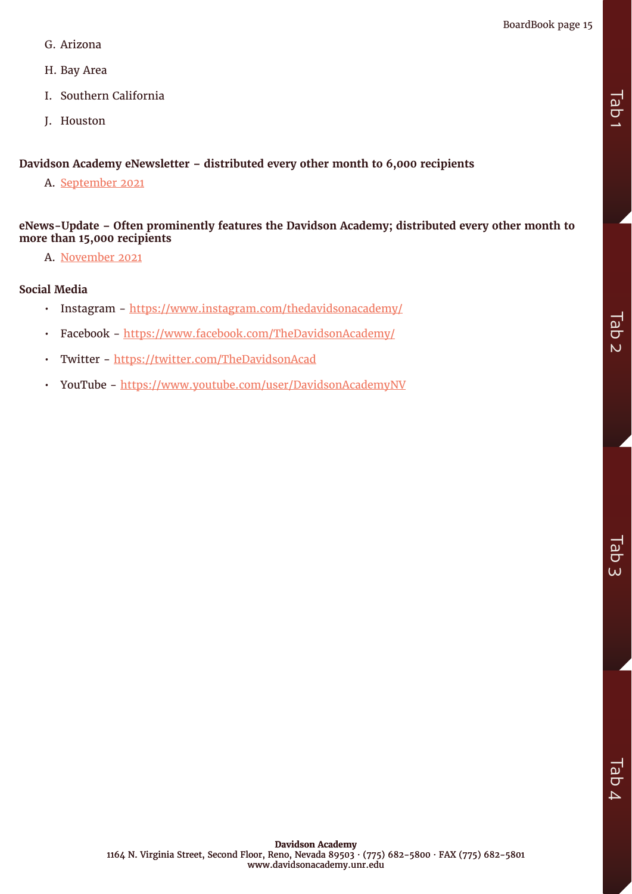G. Arizona

H. Bay Area

I. Southern California

J. Houston

**Davidson Academy eNewsletter – distributed every other month to 6,000 recipients**

A. September 2021

**eNews-Update – Often prominently features the Davidson Academy; distributed every other month to more than 15,000 recipients**

A. November 2021

**Social Media**

- Instagram – https://www.instagram.com/thedavidsonacademy/
- Facebook – https://www.facebook.com/TheDavidsonAcademy/
- Twitter – https://twitter.com/TheDavidsonAcad
- YouTube – https://www.youtube.com/user/DavidsonAcademyNV

**Davidson Academy**
1164 N. Virginia Street, Second Floor, Reno, Nevada 89503 · (775) 682-5800 · FAX (775) 682-5801
www.davidsonacademy.unr.edu